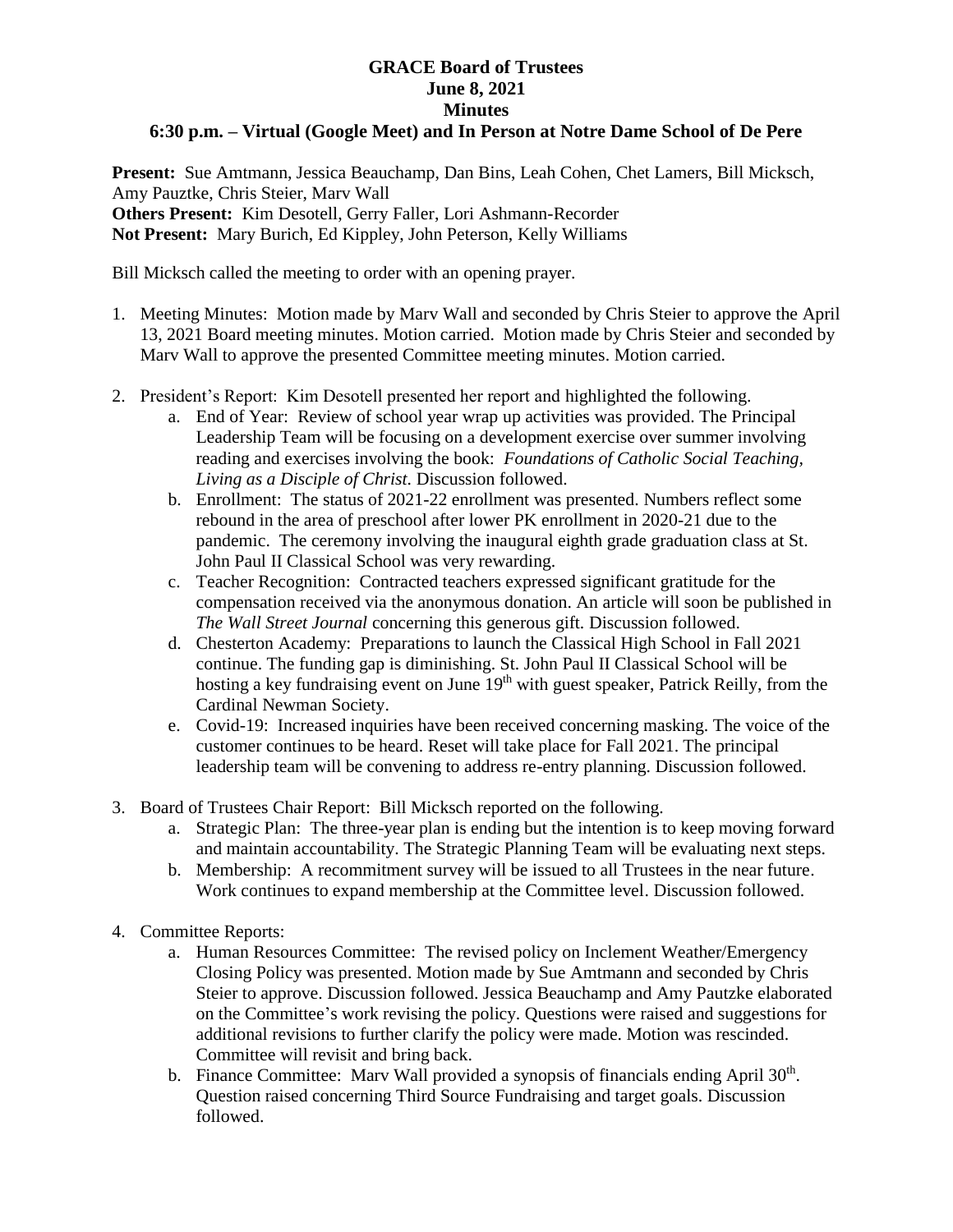# GRACE Board of Trustees
## June 8, 2021
## Minutes
### 6:30 p.m. – Virtual (Google Meet) and In Person at Notre Dame School of De Pere

**Present:** Sue Amtmann, Jessica Beauchamp, Dan Bins, Leah Cohen, Chet Lamers, Bill Micksch, Amy Pauztke, Chris Steier, Marv Wall
**Others Present:** Kim Desotell, Gerry Faller, Lori Ashmann-Recorder
**Not Present:** Mary Burich, Ed Kippley, John Peterson, Kelly Williams

Bill Micksch called the meeting to order with an opening prayer.

1. Meeting Minutes: Motion made by Marv Wall and seconded by Chris Steier to approve the April 13, 2021 Board meeting minutes. Motion carried. Motion made by Chris Steier and seconded by Marv Wall to approve the presented Committee meeting minutes. Motion carried.

2. President's Report: Kim Desotell presented her report and highlighted the following.
   a. End of Year: Review of school year wrap up activities was provided. The Principal Leadership Team will be focusing on a development exercise over summer involving reading and exercises involving the book: *Foundations of Catholic Social Teaching, Living as a Disciple of Christ.* Discussion followed.
   b. Enrollment: The status of 2021-22 enrollment was presented. Numbers reflect some rebound in the area of preschool after lower PK enrollment in 2020-21 due to the pandemic. The ceremony involving the inaugural eighth grade graduation class at St. John Paul II Classical School was very rewarding.
   c. Teacher Recognition: Contracted teachers expressed significant gratitude for the compensation received via the anonymous donation. An article will soon be published in *The Wall Street Journal* concerning this generous gift. Discussion followed.
   d. Chesterton Academy: Preparations to launch the Classical High School in Fall 2021 continue. The funding gap is diminishing. St. John Paul II Classical School will be hosting a key fundraising event on June 19th with guest speaker, Patrick Reilly, from the Cardinal Newman Society.
   e. Covid-19: Increased inquiries have been received concerning masking. The voice of the customer continues to be heard. Reset will take place for Fall 2021. The principal leadership team will be convening to address re-entry planning. Discussion followed.

3. Board of Trustees Chair Report: Bill Micksch reported on the following.
   a. Strategic Plan: The three-year plan is ending but the intention is to keep moving forward and maintain accountability. The Strategic Planning Team will be evaluating next steps.
   b. Membership: A recommitment survey will be issued to all Trustees in the near future. Work continues to expand membership at the Committee level. Discussion followed.

4. Committee Reports:
   a. Human Resources Committee: The revised policy on Inclement Weather/Emergency Closing Policy was presented. Motion made by Sue Amtmann and seconded by Chris Steier to approve. Discussion followed. Jessica Beauchamp and Amy Pautzke elaborated on the Committee's work revising the policy. Questions were raised and suggestions for additional revisions to further clarify the policy were made. Motion was rescinded. Committee will revisit and bring back.
   b. Finance Committee: Marv Wall provided a synopsis of financials ending April 30th. Question raised concerning Third Source Fundraising and target goals. Discussion followed.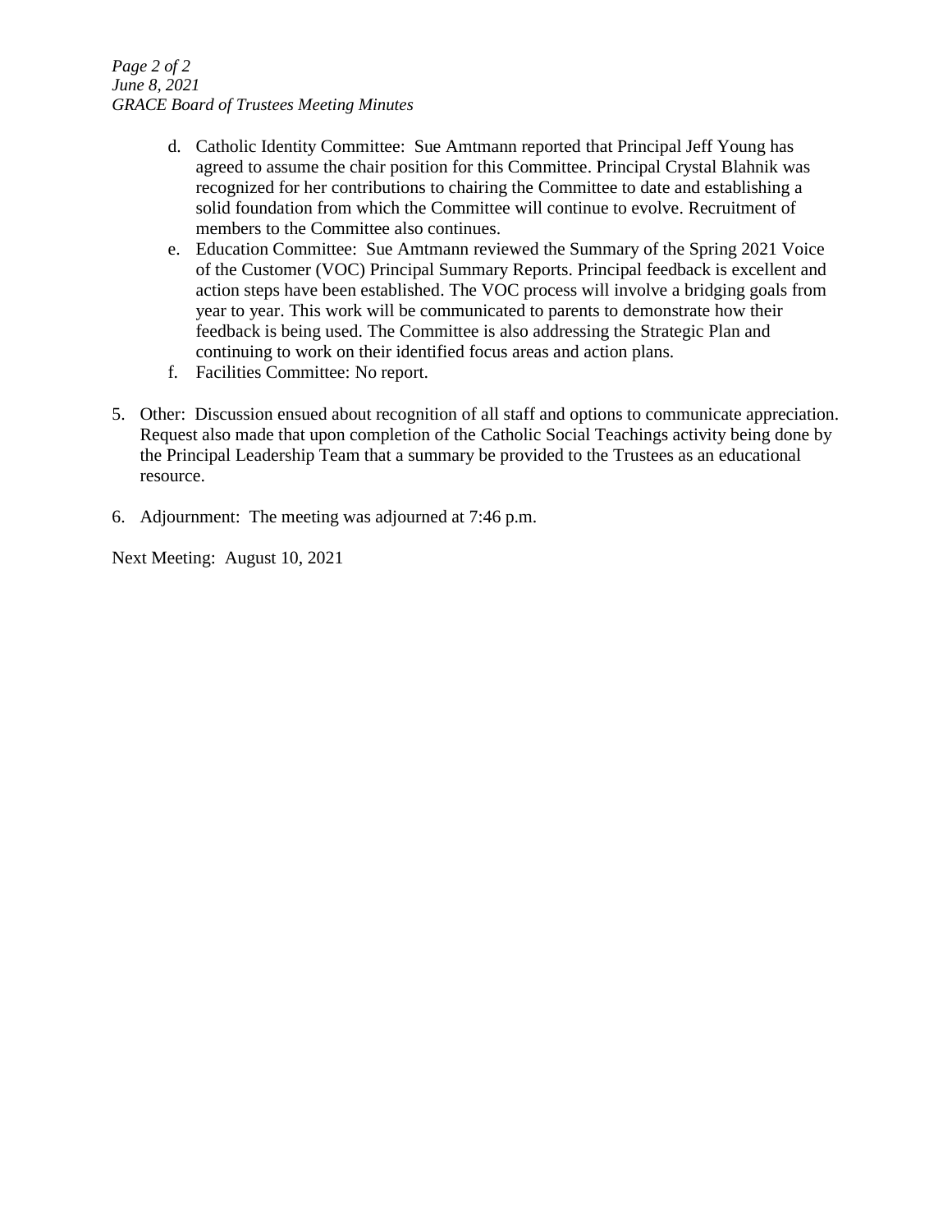d. Catholic Identity Committee: Sue Amtmann reported that Principal Jeff Young has agreed to assume the chair position for this Committee. Principal Crystal Blahnik was recognized for her contributions to chairing the Committee to date and establishing a solid foundation from which the Committee will continue to evolve. Recruitment of members to the Committee also continues.

e. Education Committee: Sue Amtmann reviewed the Summary of the Spring 2021 Voice of the Customer (VOC) Principal Summary Reports. Principal feedback is excellent and action steps have been established. The VOC process will involve a bridging goals from year to year. This work will be communicated to parents to demonstrate how their feedback is being used. The Committee is also addressing the Strategic Plan and continuing to work on their identified focus areas and action plans.

f. Facilities Committee: No report.

5. Other: Discussion ensued about recognition of all staff and options to communicate appreciation. Request also made that upon completion of the Catholic Social Teachings activity being done by the Principal Leadership Team that a summary be provided to the Trustees as an educational resource.

6. Adjournment: The meeting was adjourned at 7:46 p.m.

Next Meeting: August 10, 2021